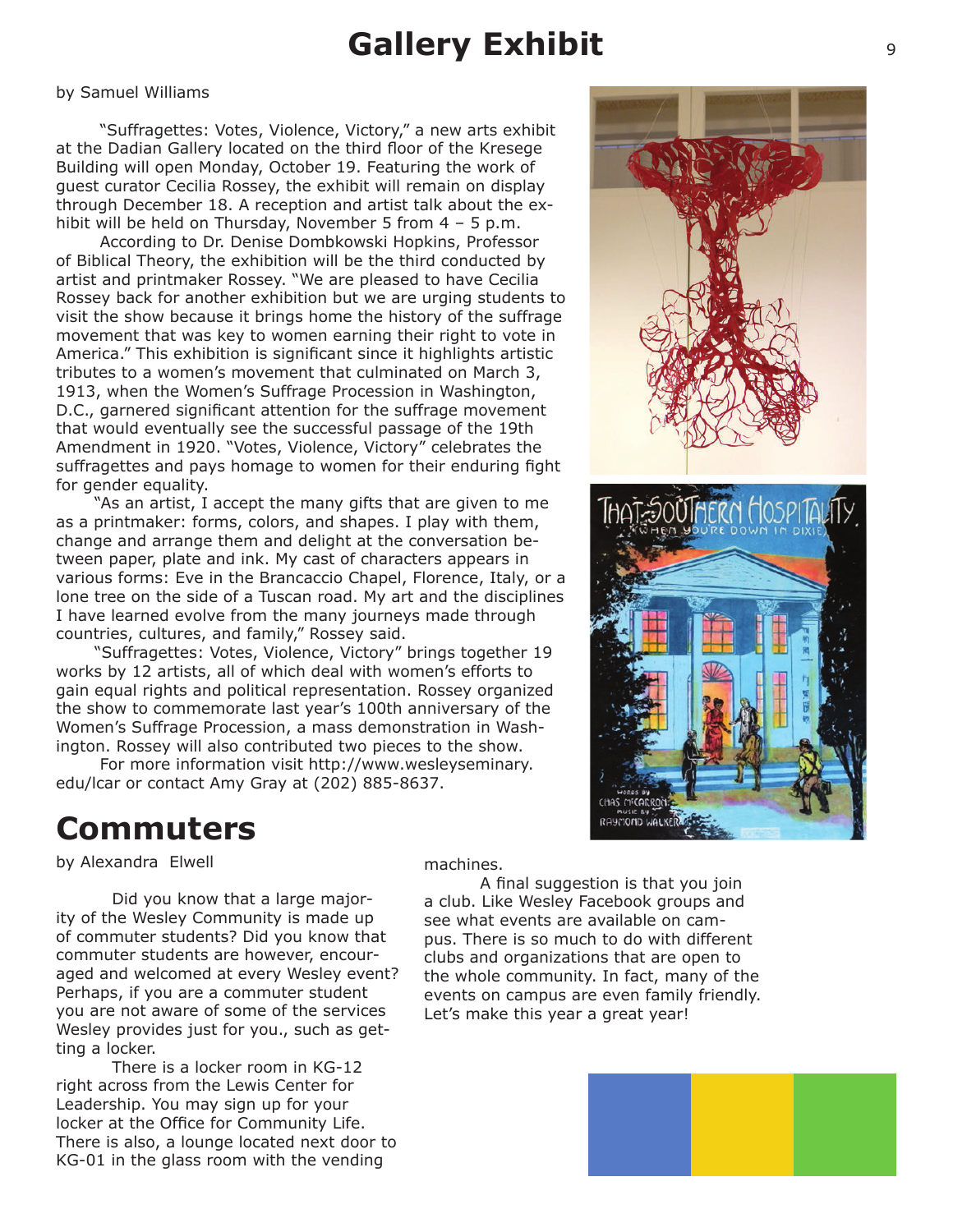# Gallery Exhibit

by Samuel Williams

"Suffragettes: Votes, Violence, Victory," a new arts exhibit at the Dadian Gallery located on the third floor of the Kresege Building will open Monday, October 19. Featuring the work of guest curator Cecilia Rossey, the exhibit will remain on display through December 18. A reception and artist talk about the exhibit will be held on Thursday, November 5 from 4 – 5 p.m.

According to Dr. Denise Dombkowski Hopkins, Professor of Biblical Theory, the exhibition will be the third conducted by artist and printmaker Rossey. "We are pleased to have Cecilia Rossey back for another exhibition but we are urging students to visit the show because it brings home the history of the suffrage movement that was key to women earning their right to vote in America." This exhibition is significant since it highlights artistic tributes to a women's movement that culminated on March 3, 1913, when the Women's Suffrage Procession in Washington, D.C., garnered significant attention for the suffrage movement that would eventually see the successful passage of the 19th Amendment in 1920. "Votes, Violence, Victory" celebrates the suffragettes and pays homage to women for their enduring fight for gender equality.

"As an artist, I accept the many gifts that are given to me as a printmaker: forms, colors, and shapes. I play with them, change and arrange them and delight at the conversation between paper, plate and ink. My cast of characters appears in various forms: Eve in the Brancaccio Chapel, Florence, Italy, or a lone tree on the side of a Tuscan road. My art and the disciplines I have learned evolve from the many journeys made through countries, cultures, and family," Rossey said.

"Suffragettes: Votes, Violence, Victory" brings together 19 works by 12 artists, all of which deal with women's efforts to gain equal rights and political representation. Rossey organized the show to commemorate last year's 100th anniversary of the Women's Suffrage Procession, a mass demonstration in Washington. Rossey will also contributed two pieces to the show.

For more information visit http://www.wesleyseminary.edu/lcar or contact Amy Gray at (202) 885-8637.

# Commuters

by Alexandra Elwell

Did you know that a large majority of the Wesley Community is made up of commuter students? Did you know that commuter students are however, encouraged and welcomed at every Wesley event? Perhaps, if you are a commuter student you are not aware of some of the services Wesley provides just for you., such as getting a locker.

There is a locker room in KG-12 right across from the Lewis Center for Leadership. You may sign up for your locker at the Office for Community Life. There is also, a lounge located next door to KG-01 in the glass room with the vending machines.

A final suggestion is that you join a club. Like Wesley Facebook groups and see what events are available on campus. There is so much to do with different clubs and organizations that are open to the whole community. In fact, many of the events on campus are even family friendly. Let's make this year a great year!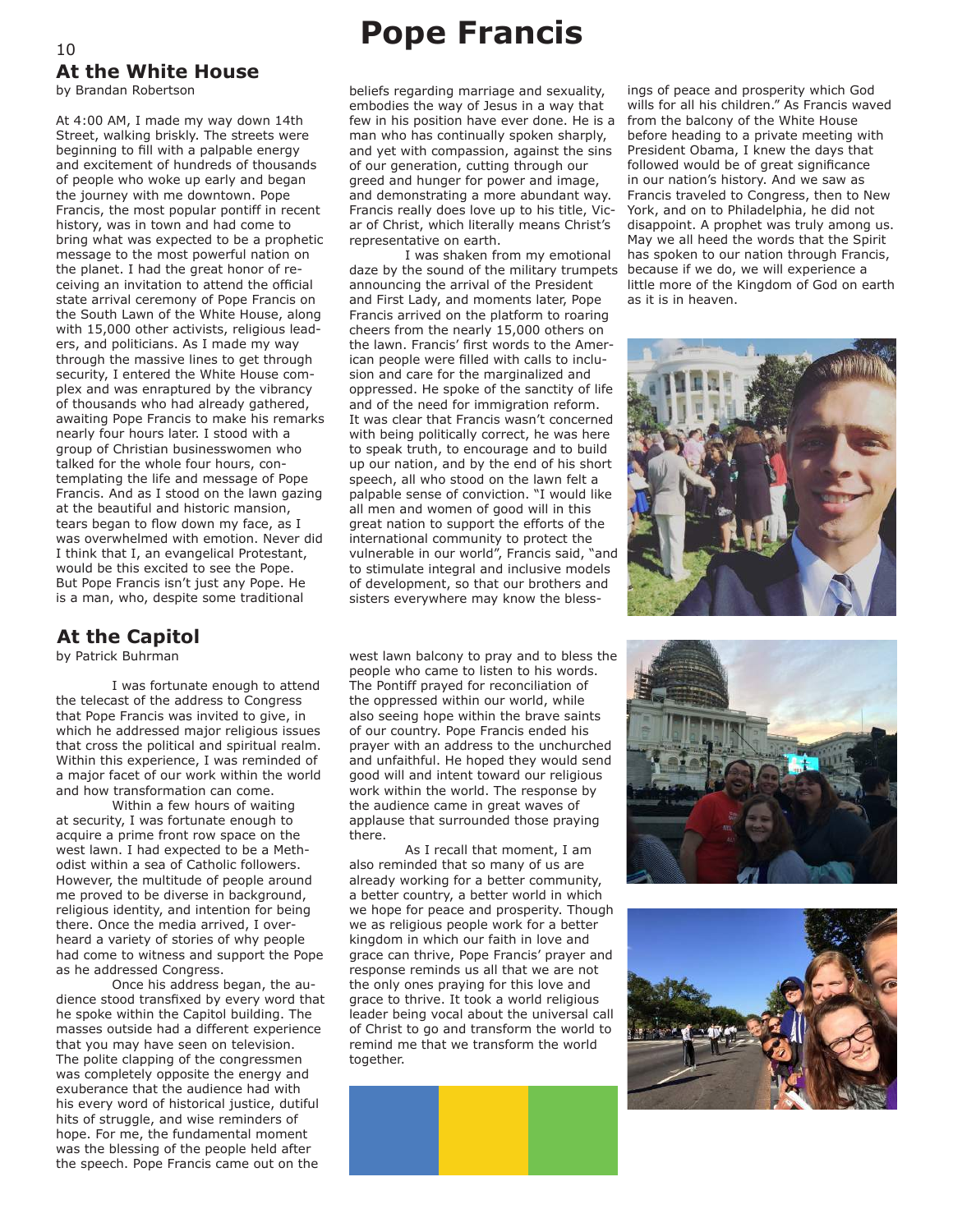# Pope Francis

## At the White House

by Brandan Robertson

At 4:00 AM, I made my way down 14th Street, walking briskly. The streets were beginning to fill with a palpable energy and excitement of hundreds of thousands of people who woke up early and began the journey with me downtown. Pope Francis, the most popular pontiff in recent history, was in town and had come to bring what was expected to be a prophetic message to the most powerful nation on the planet. I had the great honor of receiving an invitation to attend the official state arrival ceremony of Pope Francis on the South Lawn of the White House, along with 15,000 other activists, religious leaders, and politicians. As I made my way through the massive lines to get through security, I entered the White House complex and was enraptured by the vibrancy of thousands of who had already gathered, awaiting Pope Francis to make his remarks nearly four hours later. I stood with a group of Christian businesswomen who talked for the whole four hours, contemplating the life and message of Pope Francis. And as I stood on the lawn gazing at the beautiful and historic mansion, tears began to flow down my face, as I was overwhelmed with emotion. Never did I think that I, an evangelical Protestant, would be this excited to see the Pope. But Pope Francis isn't just any Pope. He is a man, who, despite some traditional beliefs regarding marriage and sexuality, embodies the way of Jesus in a way that few in his position have ever done. He is a man who has continually spoken sharply, and yet with compassion, against the sins of our generation, cutting through our greed and hunger for power and image, and demonstrating a more abundant way. Francis really does love up to his title, Vicar of Christ, which literally means Christ's representative on earth.

I was shaken from my emotional daze by the sound of the military trumpets announcing the arrival of the President and First Lady, and moments later, Pope Francis arrived on the platform to roaring cheers from the nearly 15,000 others on the lawn. Francis' first words to the American people were filled with calls to inclusion and care for the marginalized and oppressed. He spoke of the sanctity of life and of the need for immigration reform. It was clear that Francis wasn't concerned with being politically correct, he was here to speak truth, to encourage and to build up our nation, and by the end of his short speech, all who stood on the lawn felt a palpable sense of conviction. "I would like all men and women of good will in this great nation to support the efforts of the international community to protect the vulnerable in our world", Francis said, "and to stimulate integral and inclusive models of development, so that our brothers and sisters everywhere may know the blessings of peace and prosperity which God wills for all his children." As Francis waved from the balcony of the White House before heading to a private meeting with President Obama, I knew the days that followed would be of great significance in our nation's history. And we saw as Francis traveled to Congress, then to New York, and on to Philadelphia, he did not disappoint. A prophet was truly among us. May we all heed the words that the Spirit has spoken to our nation through Francis, because if we do, we will experience a little more of the Kingdom of God on earth as it is in heaven.

## At the Capitol

by Patrick Buhrman

I was fortunate enough to attend the telecast of the address to Congress that Pope Francis was invited to give, in which he addressed major religious issues that cross the political and spiritual realm. Within this experience, I was reminded of a major facet of our work within the world and how transformation can come.

Within a few hours of waiting at security, I was fortunate enough to acquire a prime front row space on the west lawn. I had expected to be a Methodist within a sea of Catholic followers. However, the multitude of people around me proved to be diverse in background, religious identity, and intention for being there. Once the media arrived, I overheard a variety of stories of why people had come to witness and support the Pope as he addressed Congress.

Once his address began, the audience stood transfixed by every word that he spoke within the Capitol building. The masses outside had a different experience that you may have seen on television. The polite clapping of the congressmen was completely opposite the energy and exuberance that the audience had with his every word of historical justice, dutiful hits of struggle, and wise reminders of hope. For me, the fundamental moment was the blessing of the people held after the speech. Pope Francis came out on the west lawn balcony to pray and to bless the people who came to listen to his words. The Pontiff prayed for reconciliation of the oppressed within our world, while also seeing hope within the brave saints of our country. Pope Francis ended his prayer with an address to the unchurched and unfaithful. He hoped they would send good will and intent toward our religious work within the world. The response by the audience came in great waves of applause that surrounded those praying there.

As I recall that moment, I am also reminded that so many of us are already working for a better community, a better country, a better world in which we hope for peace and prosperity. Though we as religious people work for a better kingdom in which our faith in love and grace can thrive, Pope Francis' prayer and response reminds us all that we are not the only ones praying for this love and grace to thrive. It took a world religious leader being vocal about the universal call of Christ to go and transform the world to remind me that we transform the world together.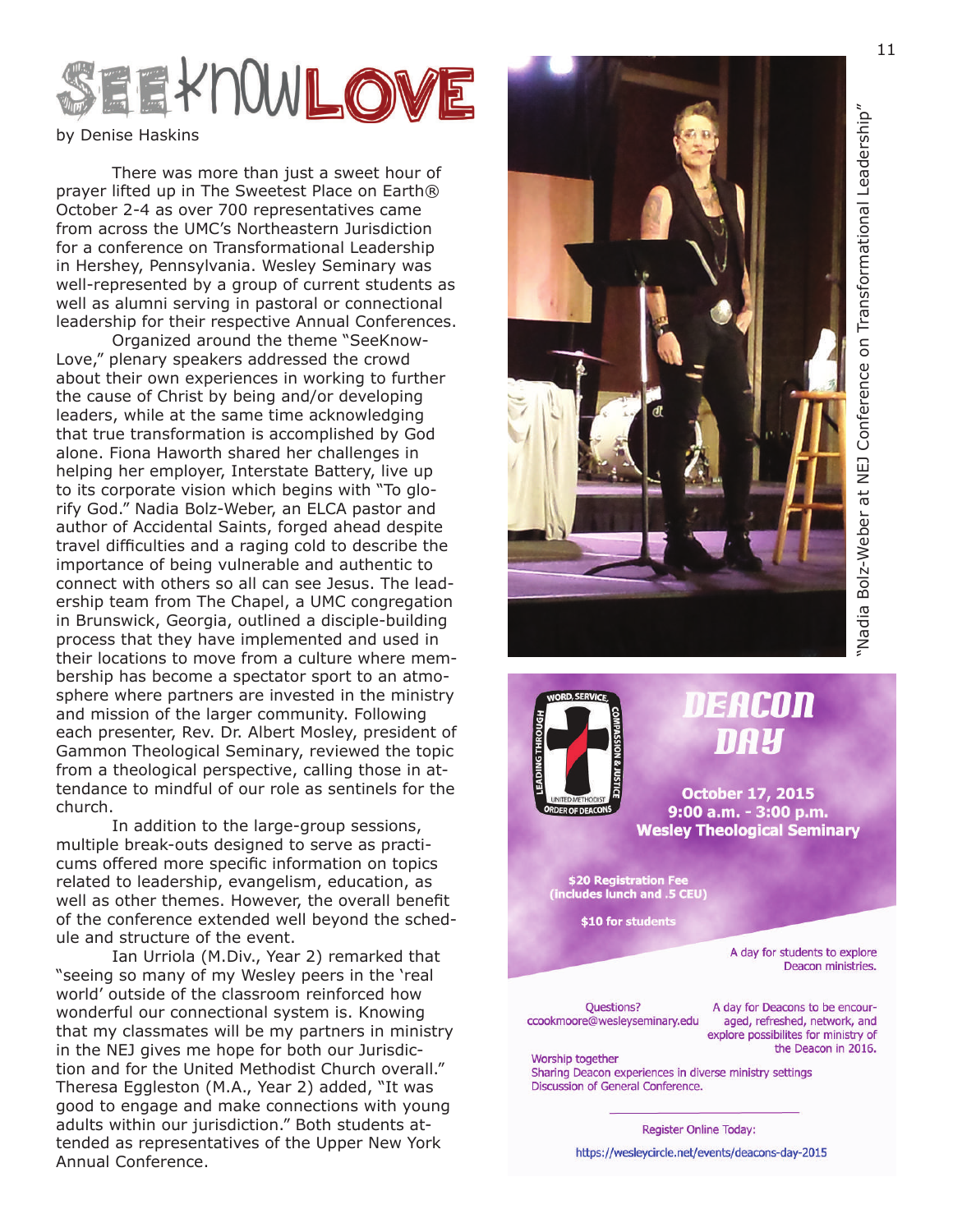# SEEKNOWLOVE

by Denise Haskins

There was more than just a sweet hour of prayer lifted up in The Sweetest Place on Earth® October 2-4 as over 700 representatives came from across the UMC's Northeastern Jurisdiction for a conference on Transformational Leadership in Hershey, Pennsylvania. Wesley Seminary was well-represented by a group of current students as well as alumni serving in pastoral or connectional leadership for their respective Annual Conferences.

Organized around the theme "SeeKnow-Love," plenary speakers addressed the crowd about their own experiences in working to further the cause of Christ by being and/or developing leaders, while at the same time acknowledging that true transformation is accomplished by God alone. Fiona Haworth shared her challenges in helping her employer, Interstate Battery, live up to its corporate vision which begins with "To glorify God." Nadia Bolz-Weber, an ELCA pastor and author of Accidental Saints, forged ahead despite travel difficulties and a raging cold to describe the importance of being vulnerable and authentic to connect with others so all can see Jesus. The leadership team from The Chapel, a UMC congregation in Brunswick, Georgia, outlined a disciple-building process that they have implemented and used in their locations to move from a culture where membership has become a spectator sport to an atmosphere where partners are invested in the ministry and mission of the larger community. Following each presenter, Rev. Dr. Albert Mosley, president of Gammon Theological Seminary, reviewed the topic from a theological perspective, calling those in attendance to mindful of our role as sentinels for the church.

In addition to the large-group sessions, multiple break-outs designed to serve as practicums offered more specific information on topics related to leadership, evangelism, education, as well as other themes. However, the overall benefit of the conference extended well beyond the schedule and structure of the event.

Ian Urriola (M.Div., Year 2) remarked that "seeing so many of my Wesley peers in the 'real world' outside of the classroom reinforced how wonderful our connectional system is. Knowing that my classmates will be my partners in ministry in the NEJ gives me hope for both our Jurisdiction and for the United Methodist Church overall." Theresa Eggleston (M.A., Year 2) added, "It was good to engage and make connections with young adults within our jurisdiction." Both students attended as representatives of the Upper New York Annual Conference.

"Nadia Bolz-Weber at NEJ Conference on Transformational Leadership"

## DEACON DAY

WORD, SERVICE, COMPASSION & JUSTICE, LEADING THROUGH — UNITED METHODIST ORDER OF DEACONS

**October 17, 2015**
**9:00 a.m. - 3:00 p.m.**
**Wesley Theological Seminary**

**$20 Registration Fee (includes lunch and .5 CEU)**

**$10 for students**

A day for students to explore Deacon ministries.

Questions?
ccookmoore@wesleyseminary.edu

A day for Deacons to be encouraged, refreshed, network, and explore possibilites for ministry of the Deacon in 2016.

Worship together
Sharing Deacon experiences in diverse ministry settings
Discussion of General Conference.

Register Online Today:

https://wesleycircle.net/events/deacons-day-2015